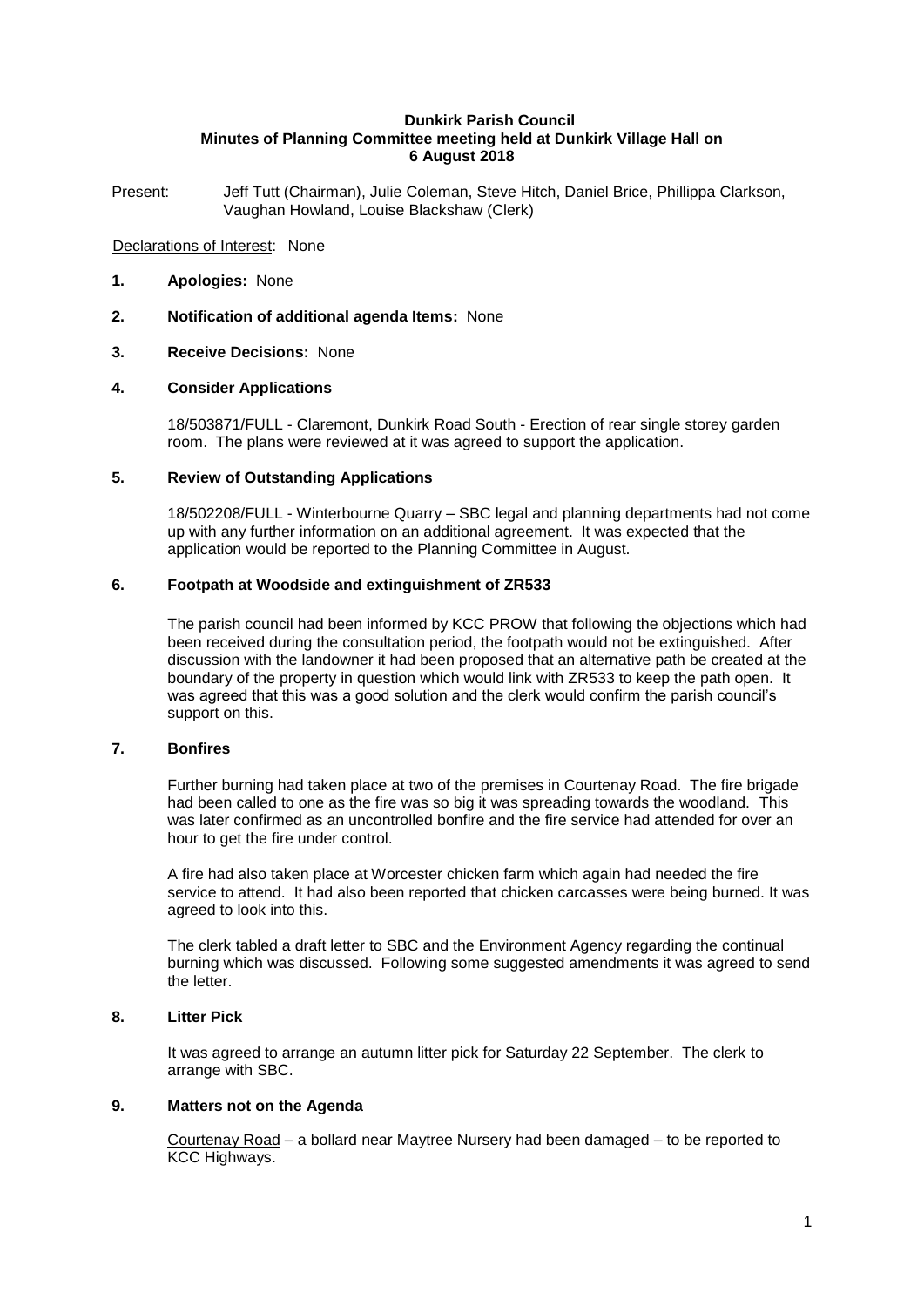**Dunkirk Parish Council**
**Minutes of Planning Committee meeting held at Dunkirk Village Hall on**
**6 August 2018**

Present: Jeff Tutt (Chairman), Julie Coleman, Steve Hitch, Daniel Brice, Phillippa Clarkson, Vaughan Howland, Louise Blackshaw (Clerk)

Declarations of Interest: None

**1. Apologies:** None

**2. Notification of additional agenda Items:** None

**3. Receive Decisions:** None

**4. Consider Applications**

18/503871/FULL - Claremont, Dunkirk Road South - Erection of rear single storey garden room. The plans were reviewed at it was agreed to support the application.

**5. Review of Outstanding Applications**

18/502208/FULL - Winterbourne Quarry – SBC legal and planning departments had not come up with any further information on an additional agreement. It was expected that the application would be reported to the Planning Committee in August.

**6. Footpath at Woodside and extinguishment of ZR533**

The parish council had been informed by KCC PROW that following the objections which had been received during the consultation period, the footpath would not be extinguished. After discussion with the landowner it had been proposed that an alternative path be created at the boundary of the property in question which would link with ZR533 to keep the path open. It was agreed that this was a good solution and the clerk would confirm the parish council's support on this.

**7. Bonfires**

Further burning had taken place at two of the premises in Courtenay Road. The fire brigade had been called to one as the fire was so big it was spreading towards the woodland. This was later confirmed as an uncontrolled bonfire and the fire service had attended for over an hour to get the fire under control.

A fire had also taken place at Worcester chicken farm which again had needed the fire service to attend. It had also been reported that chicken carcasses were being burned. It was agreed to look into this.

The clerk tabled a draft letter to SBC and the Environment Agency regarding the continual burning which was discussed. Following some suggested amendments it was agreed to send the letter.

**8. Litter Pick**

It was agreed to arrange an autumn litter pick for Saturday 22 September. The clerk to arrange with SBC.

**9. Matters not on the Agenda**

Courtenay Road – a bollard near Maytree Nursery had been damaged – to be reported to KCC Highways.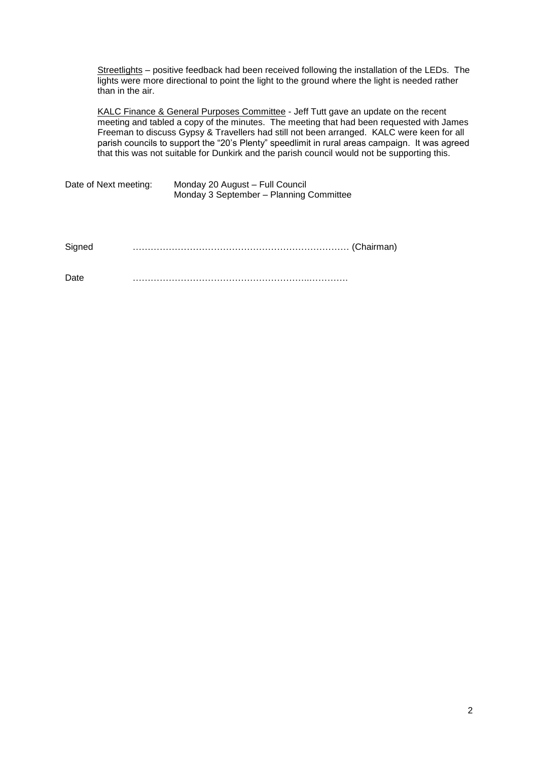<u>Streetlights</u> – positive feedback had been received following the installation of the LEDs. The lights were more directional to point the light to the ground where the light is needed rather than in the air.

<u>KALC Finance & General Purposes Committee</u> - Jeff Tutt gave an update on the recent meeting and tabled a copy of the minutes. The meeting that had been requested with James Freeman to discuss Gypsy & Travellers had still not been arranged. KALC were keen for all parish councils to support the "20's Plenty" speedlimit in rural areas campaign. It was agreed that this was not suitable for Dunkirk and the parish council would not be supporting this.

Date of Next meeting: Monday 20 August – Full Council
Monday 3 September – Planning Committee

Signed ……………………………………………………………… (Chairman)

Date …………………………………………………..………….